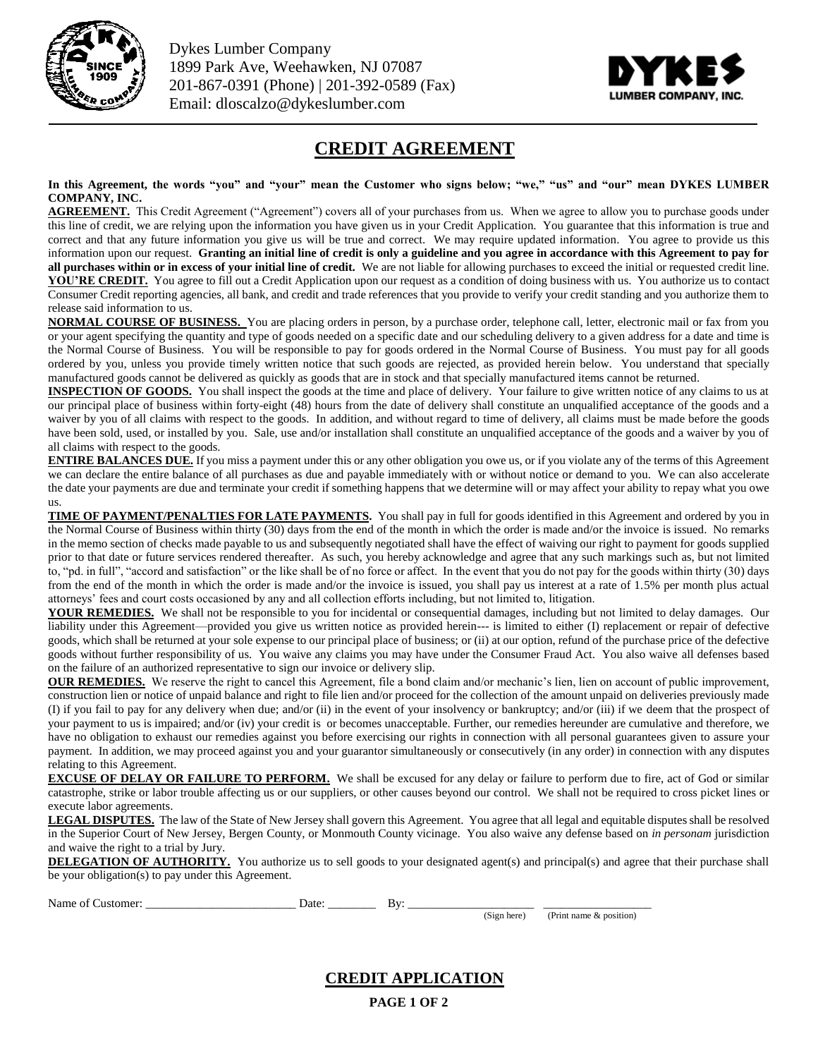Dykes Lumber Company
1899 Park Ave, Weehawken, NJ 07087
201-867-0391 (Phone) | 201-392-0589 (Fax)
Email: dloscalzo@dykeslumber.com

# CREDIT AGREEMENT

**In this Agreement, the words "you" and "your" mean the Customer who signs below; "we," "us" and "our" mean DYKES LUMBER COMPANY, INC.**

**AGREEMENT.** This Credit Agreement ("Agreement") covers all of your purchases from us. When we agree to allow you to purchase goods under this line of credit, we are relying upon the information you have given us in your Credit Application. You guarantee that this information is true and correct and that any future information you give us will be true and correct. We may require updated information. You agree to provide us this information upon our request. **Granting an initial line of credit is only a guideline and you agree in accordance with this Agreement to pay for all purchases within or in excess of your initial line of credit.** We are not liable for allowing purchases to exceed the initial or requested credit line.

**YOU'RE CREDIT.** You agree to fill out a Credit Application upon our request as a condition of doing business with us. You authorize us to contact Consumer Credit reporting agencies, all bank, and credit and trade references that you provide to verify your credit standing and you authorize them to release said information to us.

**NORMAL COURSE OF BUSINESS.** You are placing orders in person, by a purchase order, telephone call, letter, electronic mail or fax from you or your agent specifying the quantity and type of goods needed on a specific date and our scheduling delivery to a given address for a date and time is the Normal Course of Business. You will be responsible to pay for goods ordered in the Normal Course of Business. You must pay for all goods ordered by you, unless you provide timely written notice that such goods are rejected, as provided herein below. You understand that specially manufactured goods cannot be delivered as quickly as goods that are in stock and that specially manufactured items cannot be returned.

**INSPECTION OF GOODS.** You shall inspect the goods at the time and place of delivery. Your failure to give written notice of any claims to us at our principal place of business within forty-eight (48) hours from the date of delivery shall constitute an unqualified acceptance of the goods and a waiver by you of all claims with respect to the goods. In addition, and without regard to time of delivery, all claims must be made before the goods have been sold, used, or installed by you. Sale, use and/or installation shall constitute an unqualified acceptance of the goods and a waiver by you of all claims with respect to the goods.

**ENTIRE BALANCES DUE.** If you miss a payment under this or any other obligation you owe us, or if you violate any of the terms of this Agreement we can declare the entire balance of all purchases as due and payable immediately with or without notice or demand to you. We can also accelerate the date your payments are due and terminate your credit if something happens that we determine will or may affect your ability to repay what you owe us.

**TIME OF PAYMENT/PENALTIES FOR LATE PAYMENTS.** You shall pay in full for goods identified in this Agreement and ordered by you in the Normal Course of Business within thirty (30) days from the end of the month in which the order is made and/or the invoice is issued. No remarks in the memo section of checks made payable to us and subsequently negotiated shall have the effect of waiving our right to payment for goods supplied prior to that date or future services rendered thereafter. As such, you hereby acknowledge and agree that any such markings such as, but not limited to, "pd. in full", "accord and satisfaction" or the like shall be of no force or affect. In the event that you do not pay for the goods within thirty (30) days from the end of the month in which the order is made and/or the invoice is issued, you shall pay us interest at a rate of 1.5% per month plus actual attorneys' fees and court costs occasioned by any and all collection efforts including, but not limited to, litigation.

**YOUR REMEDIES.** We shall not be responsible to you for incidental or consequential damages, including but not limited to delay damages. Our liability under this Agreement—provided you give us written notice as provided herein--- is limited to either (I) replacement or repair of defective goods, which shall be returned at your sole expense to our principal place of business; or (ii) at our option, refund of the purchase price of the defective goods without further responsibility of us. You waive any claims you may have under the Consumer Fraud Act. You also waive all defenses based on the failure of an authorized representative to sign our invoice or delivery slip.

**OUR REMEDIES.** We reserve the right to cancel this Agreement, file a bond claim and/or mechanic's lien, lien on account of public improvement, construction lien or notice of unpaid balance and right to file lien and/or proceed for the collection of the amount unpaid on deliveries previously made (I) if you fail to pay for any delivery when due; and/or (ii) in the event of your insolvency or bankruptcy; and/or (iii) if we deem that the prospect of your payment to us is impaired; and/or (iv) your credit is or becomes unacceptable. Further, our remedies hereunder are cumulative and therefore, we have no obligation to exhaust our remedies against you before exercising our rights in connection with all personal guarantees given to assure your payment. In addition, we may proceed against you and your guarantor simultaneously or consecutively (in any order) in connection with any disputes relating to this Agreement.

**EXCUSE OF DELAY OR FAILURE TO PERFORM.** We shall be excused for any delay or failure to perform due to fire, act of God or similar catastrophe, strike or labor trouble affecting us or our suppliers, or other causes beyond our control. We shall not be required to cross picket lines or execute labor agreements.

**LEGAL DISPUTES.** The law of the State of New Jersey shall govern this Agreement. You agree that all legal and equitable disputes shall be resolved in the Superior Court of New Jersey, Bergen County, or Monmouth County vicinage. You also waive any defense based on *in personam* jurisdiction and waive the right to a trial by Jury.

**DELEGATION OF AUTHORITY.** You authorize us to sell goods to your designated agent(s) and principal(s) and agree that their purchase shall be your obligation(s) to pay under this Agreement.

Name of Customer: ________________________ Date: ________ By: ____________________ __________________
(Sign here) (Print name & position)

# CREDIT APPLICATION

**PAGE 1 OF 2**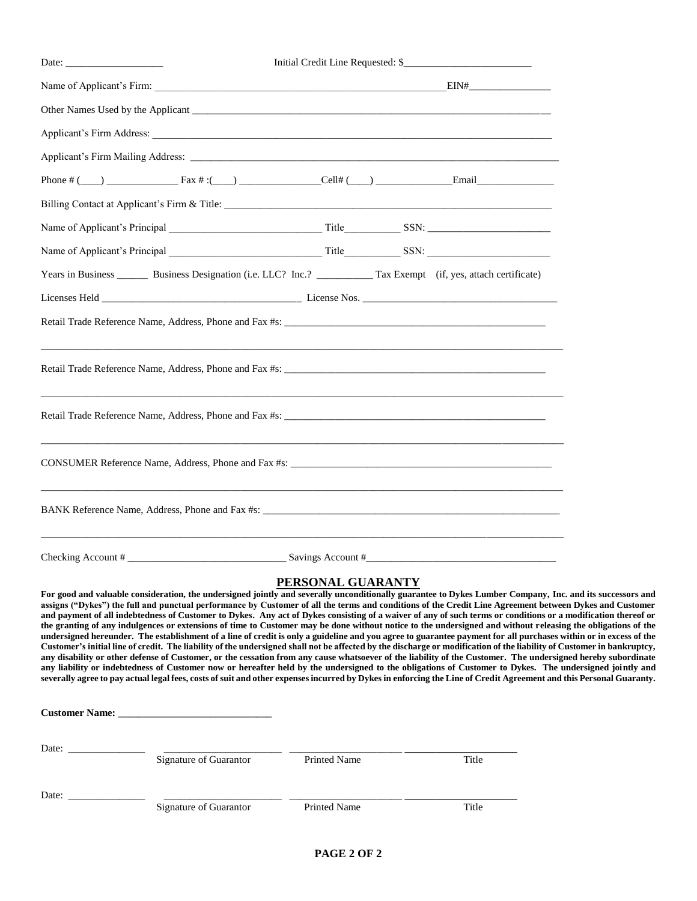Date: ___________________ Initial Credit Line Requested: $_________________________

Name of Applicant's Firm: ____________________________________________________________EIN#________________

Other Names Used by the Applicant ___________________________________________________________________________

Applicant's Firm Address: ____________________________________________________________________________________

Applicant's Firm Mailing Address: ______________________________________________________________________________

Phone # (____) ______________ Fax # :(____) ________________Cell# (____) _______________Email________________

Billing Contact at Applicant's Firm & Title: ______________________________________________________________________

Name of Applicant's Principal ______________________________ Title___________ SSN: ________________________

Name of Applicant's Principal ______________________________ Title___________ SSN: ________________________

Years in Business ______ Business Designation (i.e. LLC? Inc.? ___________ Tax Exempt (if, yes, attach certificate)

Licenses Held ______________________________________ License Nos. ______________________________________

Retail Trade Reference Name, Address, Phone and Fax #s: ____________________________________________________

________________________________________________________________________________________________________

Retail Trade Reference Name, Address, Phone and Fax #s: ____________________________________________________

________________________________________________________________________________________________________

Retail Trade Reference Name, Address, Phone and Fax #s: ____________________________________________________

________________________________________________________________________________________________________

CONSUMER Reference Name, Address, Phone and Fax #s: _____________________________________________________

________________________________________________________________________________________________________

BANK Reference Name, Address, Phone and Fax #s: _________________________________________________________

________________________________________________________________________________________________________

Checking Account # _______________________________ Savings Account #_____________________________________

## PERSONAL GUARANTY

**For good and valuable consideration, the undersigned jointly and severally unconditionally guarantee to Dykes Lumber Company, Inc. and its successors and assigns ("Dykes") the full and punctual performance by Customer of all the terms and conditions of the Credit Line Agreement between Dykes and Customer and payment of all indebtedness of Customer to Dykes. Any act of Dykes consisting of a waiver of any of such terms or conditions or a modification thereof or the granting of any indulgences or extensions of time to Customer may be done without notice to the undersigned and without releasing the obligations of the undersigned hereunder. The establishment of a line of credit is only a guideline and you agree to guarantee payment for all purchases within or in excess of the Customer's initial line of credit. The liability of the undersigned shall not be affected by the discharge or modification of the liability of Customer in bankruptcy, any disability or other defense of Customer, or the cessation from any cause whatsoever of the liability of the Customer. The undersigned hereby subordinate any liability or indebtedness of Customer now or hereafter held by the undersigned to the obligations of Customer to Dykes. The undersigned jointly and severally agree to pay actual legal fees, costs of suit and other expenses incurred by Dykes in enforcing the Line of Credit Agreement and this Personal Guaranty.**

**Customer Name: ______________________________**

Date: _______________ _______________________ _____________________ _____________________
Signature of Guarantor Printed Name Title

Date: _______________ _______________________ _____________________ _____________________
Signature of Guarantor Printed Name Title